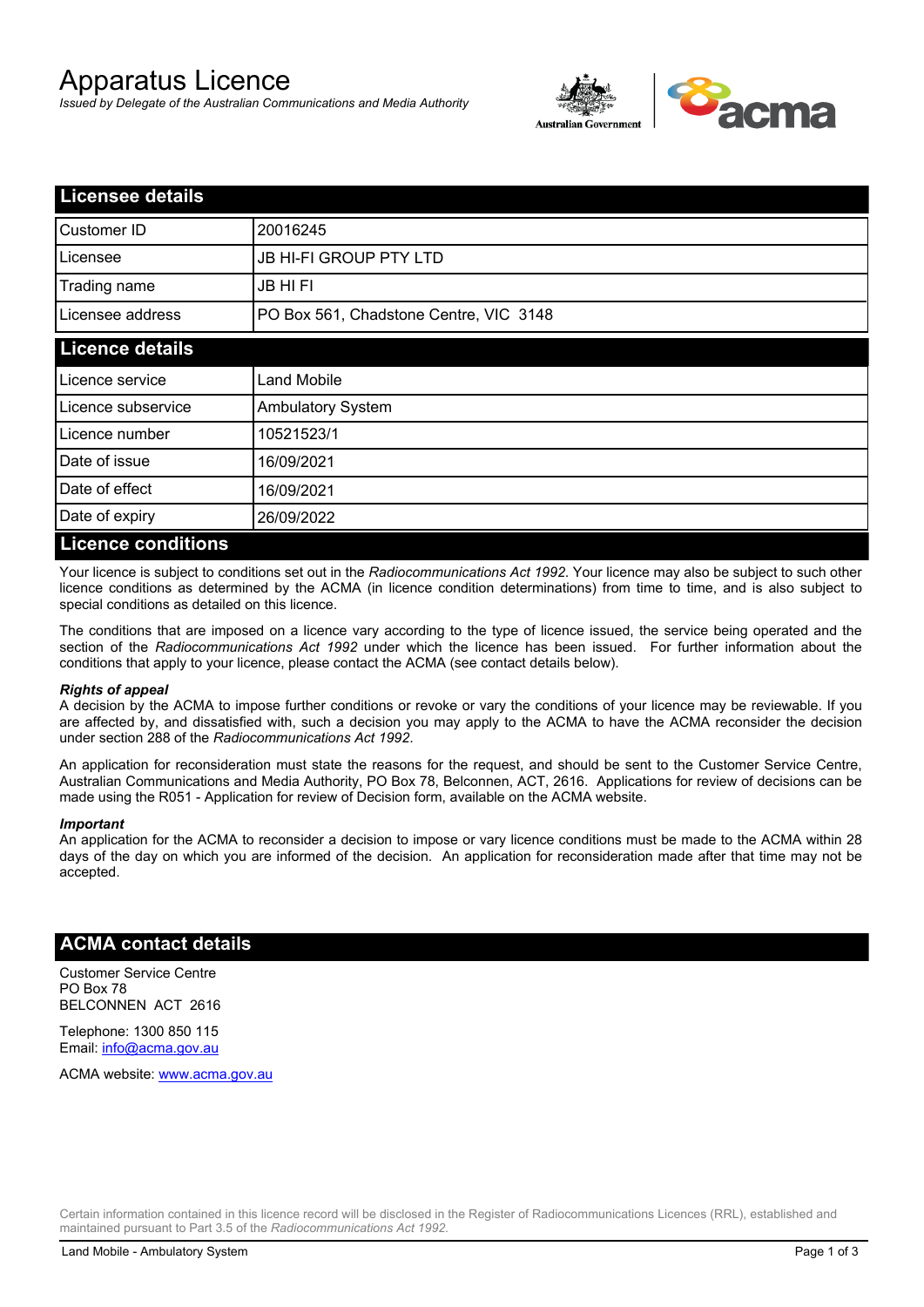# Apparatus Licence

*Issued by Delegate of the Australian Communications and Media Authority*

## Licensee details

| | |
|---|---|
| Customer ID | 20016245 |
| Licensee | JB HI-FI GROUP PTY LTD |
| Trading name | JB HI FI |
| Licensee address | PO Box 561, Chadstone Centre, VIC 3148 |

## Licence details

| | |
|---|---|
| Licence service | Land Mobile |
| Licence subservice | Ambulatory System |
| Licence number | 10521523/1 |
| Date of issue | 16/09/2021 |
| Date of effect | 16/09/2021 |
| Date of expiry | 26/09/2022 |

## Licence conditions

Your licence is subject to conditions set out in the *Radiocommunications Act 1992*. Your licence may also be subject to such other licence conditions as determined by the ACMA (in licence condition determinations) from time to time, and is also subject to special conditions as detailed on this licence.

The conditions that are imposed on a licence vary according to the type of licence issued, the service being operated and the section of the *Radiocommunications Act 1992* under which the licence has been issued. For further information about the conditions that apply to your licence, please contact the ACMA (see contact details below).

***Rights of appeal***

A decision by the ACMA to impose further conditions or revoke or vary the conditions of your licence may be reviewable. If you are affected by, and dissatisfied with, such a decision you may apply to the ACMA to have the ACMA reconsider the decision under section 288 of the *Radiocommunications Act 1992*.

An application for reconsideration must state the reasons for the request, and should be sent to the Customer Service Centre, Australian Communications and Media Authority, PO Box 78, Belconnen, ACT, 2616. Applications for review of decisions can be made using the R051 - Application for review of Decision form, available on the ACMA website.

***Important***

An application for the ACMA to reconsider a decision to impose or vary licence conditions must be made to the ACMA within 28 days of the day on which you are informed of the decision. An application for reconsideration made after that time may not be accepted.

## ACMA contact details

Customer Service Centre
PO Box 78
BELCONNEN ACT 2616

Telephone: 1300 850 115
Email: info@acma.gov.au

ACMA website: www.acma.gov.au

Certain information contained in this licence record will be disclosed in the Register of Radiocommunications Licences (RRL), established and maintained pursuant to Part 3.5 of the *Radiocommunications Act 1992.*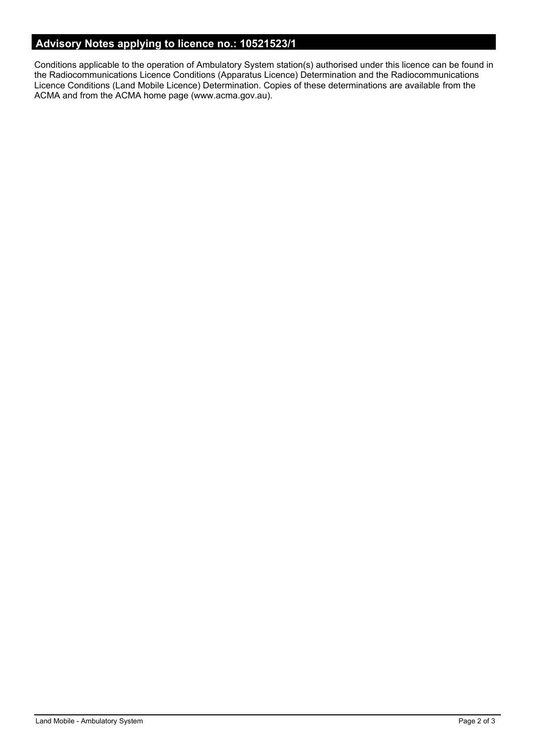## Advisory Notes applying to licence no.: 10521523/1

Conditions applicable to the operation of Ambulatory System station(s) authorised under this licence can be found in the Radiocommunications Licence Conditions (Apparatus Licence) Determination and the Radiocommunications Licence Conditions (Land Mobile Licence) Determination. Copies of these determinations are available from the ACMA and from the ACMA home page (www.acma.gov.au).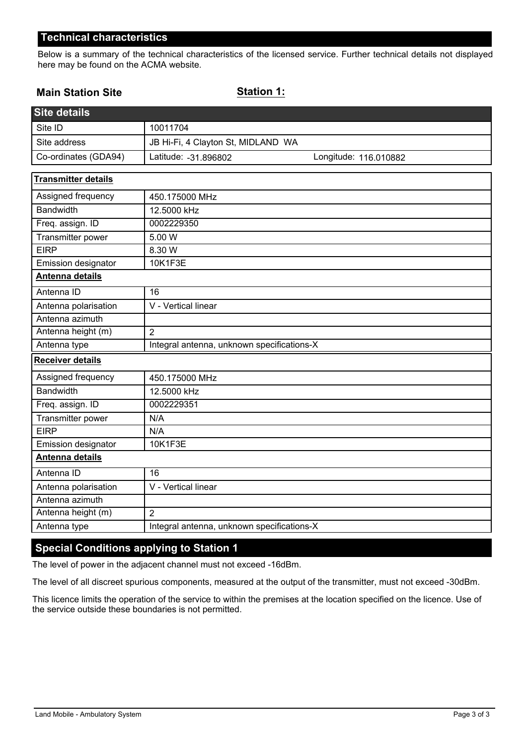## Technical characteristics

Below is a summary of the technical characteristics of the licensed service. Further technical details not displayed here may be found on the ACMA website.

**Main Station Site** **Station 1:**

| Site details | |
|---|---|
| Site ID | 10011704 |
| Site address | JB Hi-Fi, 4 Clayton St, MIDLAND WA |
| Co-ordinates (GDA94) | Latitude: -31.896802 Longitude: 116.010882 |

| **Transmitter details** | |
|---|---|
| Assigned frequency | 450.175000 MHz |
| Bandwidth | 12.5000 kHz |
| Freq. assign. ID | 0002229350 |
| Transmitter power | 5.00 W |
| EIRP | 8.30 W |
| Emission designator | 10K1F3E |
| **Antenna details** | |
| Antenna ID | 16 |
| Antenna polarisation | V - Vertical linear |
| Antenna azimuth | |
| Antenna height (m) | 2 |
| Antenna type | Integral antenna, unknown specifications-X |
| **Receiver details** | |
| Assigned frequency | 450.175000 MHz |
| Bandwidth | 12.5000 kHz |
| Freq. assign. ID | 0002229351 |
| Transmitter power | N/A |
| EIRP | N/A |
| Emission designator | 10K1F3E |
| **Antenna details** | |
| Antenna ID | 16 |
| Antenna polarisation | V - Vertical linear |
| Antenna azimuth | |
| Antenna height (m) | 2 |
| Antenna type | Integral antenna, unknown specifications-X |

## Special Conditions applying to Station 1

The level of power in the adjacent channel must not exceed -16dBm.

The level of all discreet spurious components, measured at the output of the transmitter, must not exceed -30dBm.

This licence limits the operation of the service to within the premises at the location specified on the licence. Use of the service outside these boundaries is not permitted.